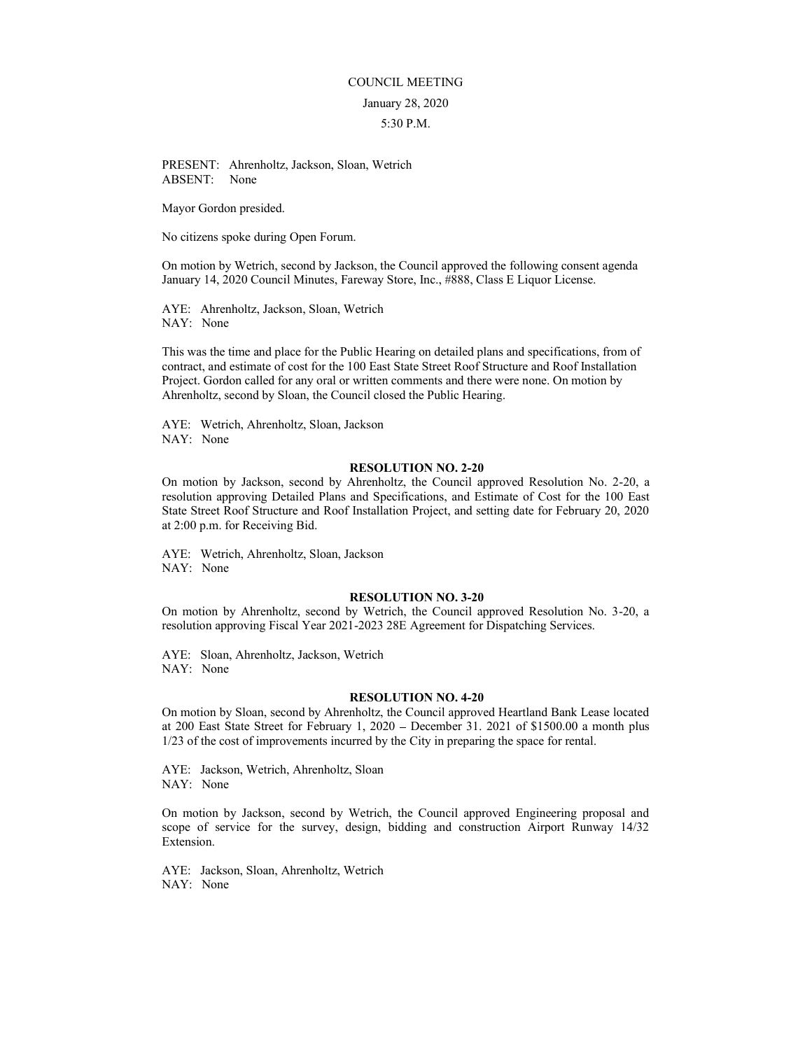COUNCIL MEETING

January 28, 2020

5:30 P.M.

PRESENT: Ahrenholtz, Jackson, Sloan, Wetrich
ABSENT: None

Mayor Gordon presided.

No citizens spoke during Open Forum.

On motion by Wetrich, second by Jackson, the Council approved the following consent agenda January 14, 2020 Council Minutes, Fareway Store, Inc., #888, Class E Liquor License.

AYE: Ahrenholtz, Jackson, Sloan, Wetrich
NAY: None

This was the time and place for the Public Hearing on detailed plans and specifications, from of contract, and estimate of cost for the 100 East State Street Roof Structure and Roof Installation Project. Gordon called for any oral or written comments and there were none. On motion by Ahrenholtz, second by Sloan, the Council closed the Public Hearing.

AYE: Wetrich, Ahrenholtz, Sloan, Jackson
NAY: None

**RESOLUTION NO. 2-20**

On motion by Jackson, second by Ahrenholtz, the Council approved Resolution No. 2-20, a resolution approving Detailed Plans and Specifications, and Estimate of Cost for the 100 East State Street Roof Structure and Roof Installation Project, and setting date for February 20, 2020 at 2:00 p.m. for Receiving Bid.

AYE: Wetrich, Ahrenholtz, Sloan, Jackson
NAY: None

**RESOLUTION NO. 3-20**

On motion by Ahrenholtz, second by Wetrich, the Council approved Resolution No. 3-20, a resolution approving Fiscal Year 2021-2023 28E Agreement for Dispatching Services.

AYE: Sloan, Ahrenholtz, Jackson, Wetrich
NAY: None

**RESOLUTION NO. 4-20**

On motion by Sloan, second by Ahrenholtz, the Council approved Heartland Bank Lease located at 200 East State Street for February 1, 2020 – December 31. 2021 of $1500.00 a month plus 1/23 of the cost of improvements incurred by the City in preparing the space for rental.

AYE: Jackson, Wetrich, Ahrenholtz, Sloan
NAY: None

On motion by Jackson, second by Wetrich, the Council approved Engineering proposal and scope of service for the survey, design, bidding and construction Airport Runway 14/32 Extension.

AYE: Jackson, Sloan, Ahrenholtz, Wetrich
NAY: None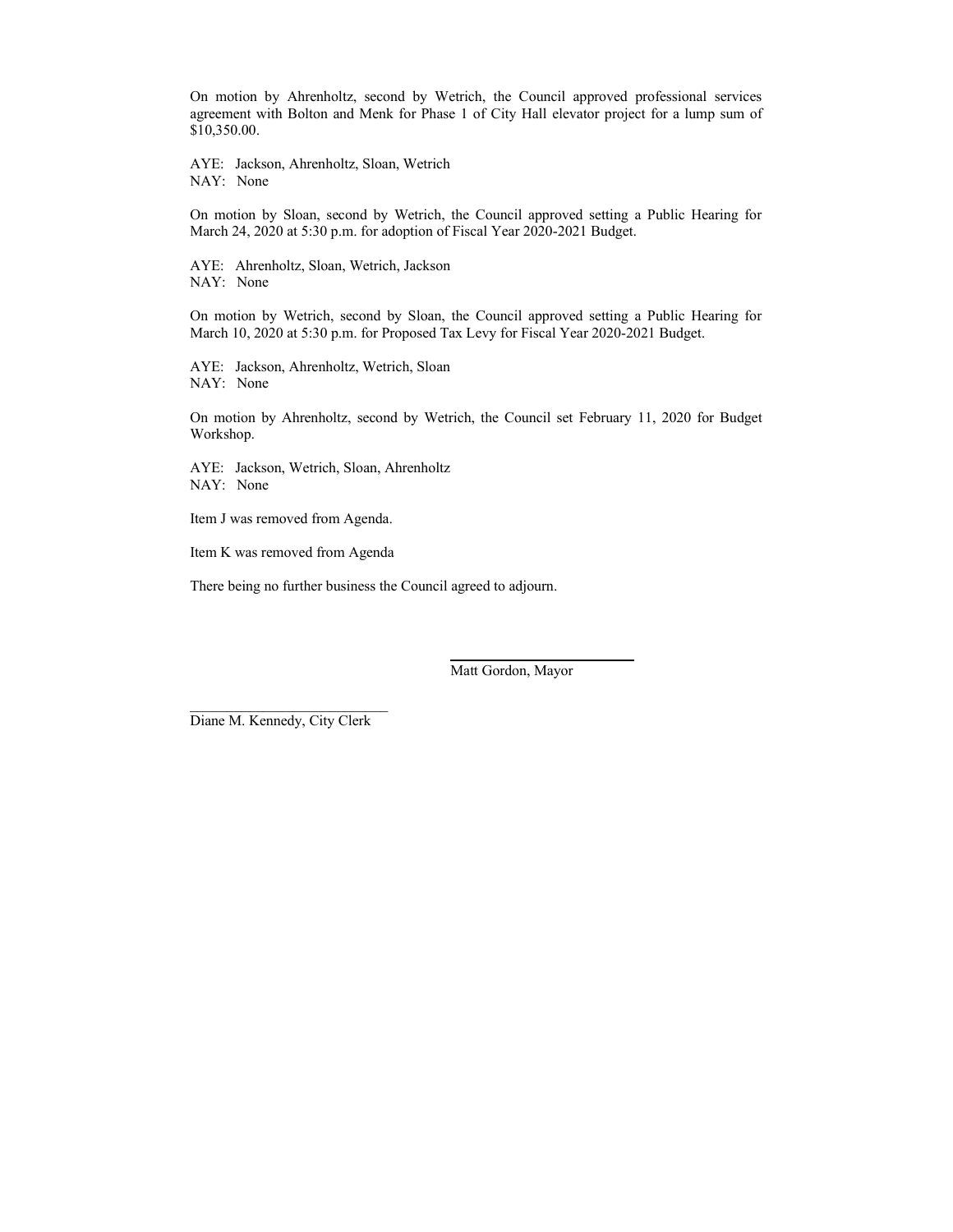On motion by Ahrenholtz, second by Wetrich, the Council approved professional services agreement with Bolton and Menk for Phase 1 of City Hall elevator project for a lump sum of $10,350.00.

AYE: Jackson, Ahrenholtz, Sloan, Wetrich
NAY: None

On motion by Sloan, second by Wetrich, the Council approved setting a Public Hearing for March 24, 2020 at 5:30 p.m. for adoption of Fiscal Year 2020-2021 Budget.

AYE: Ahrenholtz, Sloan, Wetrich, Jackson
NAY: None

On motion by Wetrich, second by Sloan, the Council approved setting a Public Hearing for March 10, 2020 at 5:30 p.m. for Proposed Tax Levy for Fiscal Year 2020-2021 Budget.

AYE: Jackson, Ahrenholtz, Wetrich, Sloan
NAY: None

On motion by Ahrenholtz, second by Wetrich, the Council set February 11, 2020 for Budget Workshop.

AYE: Jackson, Wetrich, Sloan, Ahrenholtz
NAY: None

Item J was removed from Agenda.

Item K was removed from Agenda

There being no further business the Council agreed to adjourn.

\_\_\_\_\_\_\_\_\_\_\_\_\_\_\_\_\_\_\_\_\_\_\_\_\_\_\_\_
Matt Gordon, Mayor

\_\_\_\_\_\_\_\_\_\_\_\_\_\_\_\_\_\_\_\_\_\_\_\_\_\_\_\_
Diane M. Kennedy, City Clerk